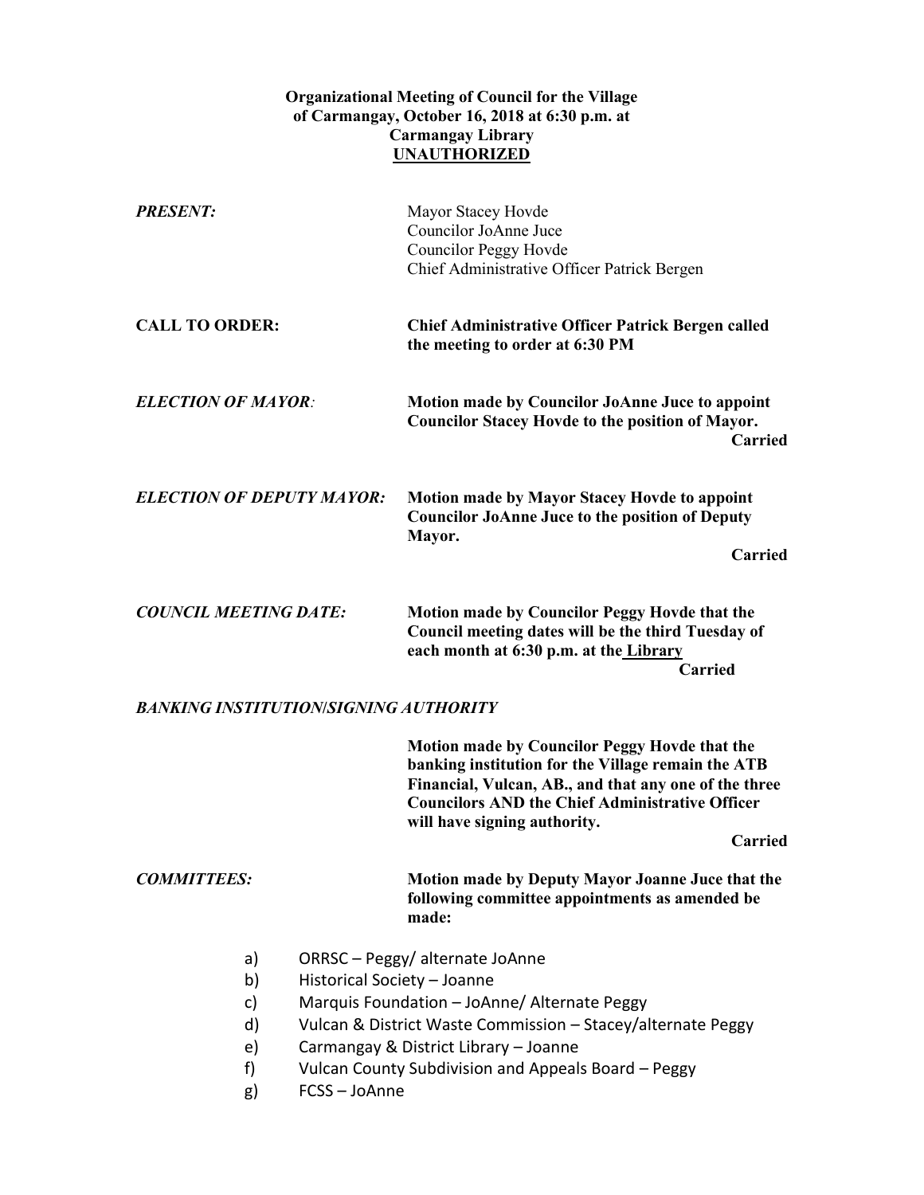**Organizational Meeting of Council for the Village of Carmangay, October 16, 2018 at 6:30 p.m. at Carmangay Library**
**<u>UNAUTHORIZED</u>**

***PRESENT:*** Mayor Stacey Hovde
Councilor JoAnne Juce
Councilor Peggy Hovde
Chief Administrative Officer Patrick Bergen

**CALL TO ORDER:** **Chief Administrative Officer Patrick Bergen called the meeting to order at 6:30 PM**

***ELECTION OF MAYOR:*** **Motion made by Councilor JoAnne Juce to appoint Councilor Stacey Hovde to the position of Mayor.**
**Carried**

***ELECTION OF DEPUTY MAYOR:*** **Motion made by Mayor Stacey Hovde to appoint Councilor JoAnne Juce to the position of Deputy Mayor.**
**Carried**

***COUNCIL MEETING DATE:*** **Motion made by Councilor Peggy Hovde that the Council meeting dates will be the third Tuesday of each month at 6:30 p.m. at the <u>Library</u>**
**Carried**

***BANKING INSTITUTION/SIGNING AUTHORITY***

**Motion made by Councilor Peggy Hovde that the banking institution for the Village remain the ATB Financial, Vulcan, AB., and that any one of the three Councilors AND the Chief Administrative Officer will have signing authority.**
**Carried**

***COMMITTEES:*** **Motion made by Deputy Mayor Joanne Juce that the following committee appointments as amended be made:**

a) ORRSC – Peggy/ alternate JoAnne
b) Historical Society – Joanne
c) Marquis Foundation – JoAnne/ Alternate Peggy
d) Vulcan & District Waste Commission – Stacey/alternate Peggy
e) Carmangay & District Library – Joanne
f) Vulcan County Subdivision and Appeals Board – Peggy
g) FCSS – JoAnne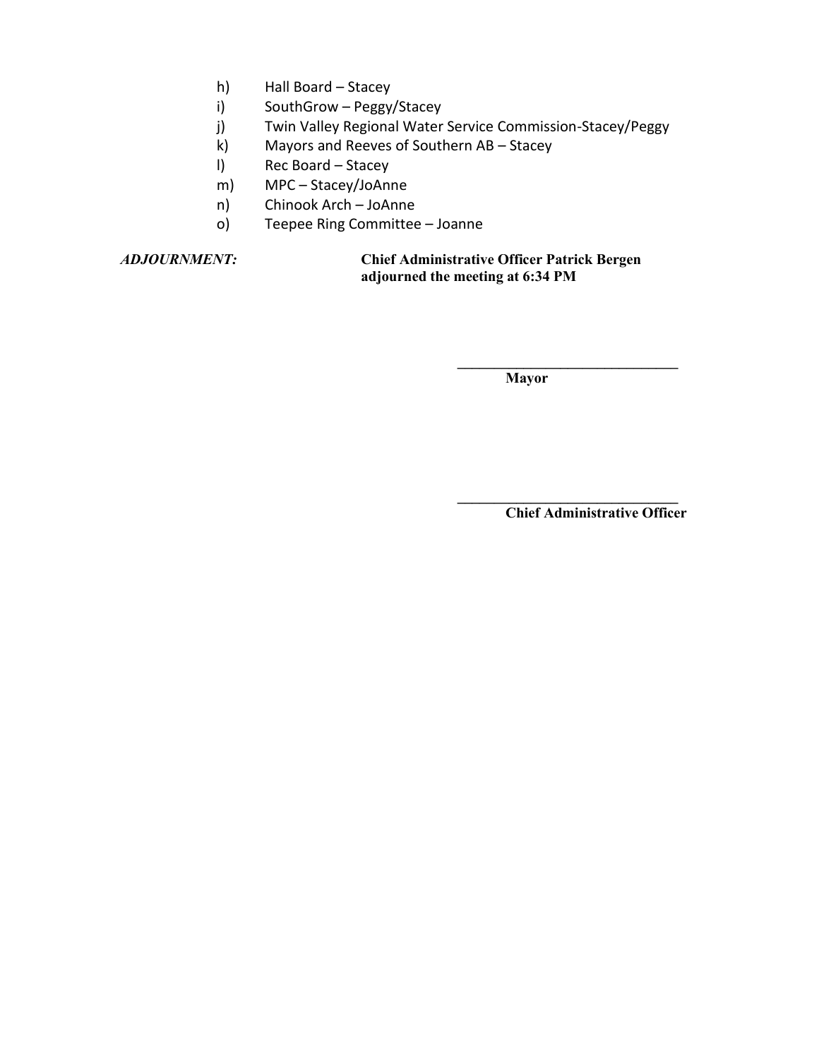h) Hall Board – Stacey
i) SouthGrow – Peggy/Stacey
j) Twin Valley Regional Water Service Commission-Stacey/Peggy
k) Mayors and Reeves of Southern AB – Stacey
l) Rec Board – Stacey
m) MPC – Stacey/JoAnne
n) Chinook Arch – JoAnne
o) Teepee Ring Committee – Joanne

*ADJOURNMENT:* **Chief Administrative Officer Patrick Bergen adjourned the meeting at 6:34 PM**

\_\_\_\_\_\_\_\_\_\_\_\_\_\_\_\_\_\_\_\_\_\_\_\_\_\_\_\_\_\_
**Mayor**

\_\_\_\_\_\_\_\_\_\_\_\_\_\_\_\_\_\_\_\_\_\_\_\_\_\_\_\_\_\_
**Chief Administrative Officer**